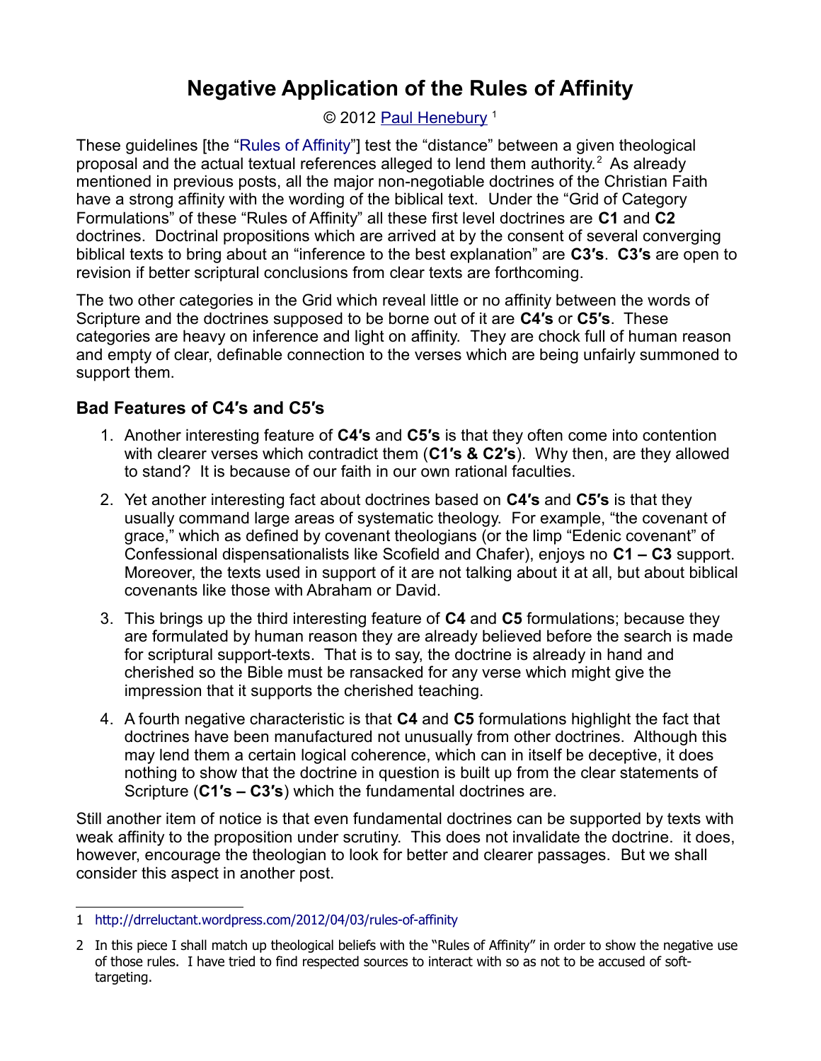# Negative Application of the Rules of Affinity

© 2012 Paul Henebury [1]

These guidelines [the "Rules of Affinity"] test the "distance" between a given theological proposal and the actual textual references alleged to lend them authority.[2] As already mentioned in previous posts, all the major non-negotiable doctrines of the Christian Faith have a strong affinity with the wording of the biblical text. Under the "Grid of Category Formulations" of these "Rules of Affinity" all these first level doctrines are **C1** and **C2** doctrines. Doctrinal propositions which are arrived at by the consent of several converging biblical texts to bring about an "inference to the best explanation" are **C3′s**. **C3′s** are open to revision if better scriptural conclusions from clear texts are forthcoming.

The two other categories in the Grid which reveal little or no affinity between the words of Scripture and the doctrines supposed to be borne out of it are **C4′s** or **C5′s**. These categories are heavy on inference and light on affinity. They are chock full of human reason and empty of clear, definable connection to the verses which are being unfairly summoned to support them.

## Bad Features of C4′s and C5′s

1. Another interesting feature of **C4′s** and **C5′s** is that they often come into contention with clearer verses which contradict them (**C1′s & C2′s**). Why then, are they allowed to stand? It is because of our faith in our own rational faculties.
2. Yet another interesting fact about doctrines based on **C4′s** and **C5′s** is that they usually command large areas of systematic theology. For example, "the covenant of grace," which as defined by covenant theologians (or the limp "Edenic covenant" of Confessional dispensationalists like Scofield and Chafer), enjoys no **C1 – C3** support. Moreover, the texts used in support of it are not talking about it at all, but about biblical covenants like those with Abraham or David.
3. This brings up the third interesting feature of **C4** and **C5** formulations; because they are formulated by human reason they are already believed before the search is made for scriptural support-texts. That is to say, the doctrine is already in hand and cherished so the Bible must be ransacked for any verse which might give the impression that it supports the cherished teaching.
4. A fourth negative characteristic is that **C4** and **C5** formulations highlight the fact that doctrines have been manufactured not unusually from other doctrines. Although this may lend them a certain logical coherence, which can in itself be deceptive, it does nothing to show that the doctrine in question is built up from the clear statements of Scripture (**C1′s – C3′s**) which the fundamental doctrines are.

Still another item of notice is that even fundamental doctrines can be supported by texts with weak affinity to the proposition under scrutiny. This does not invalidate the doctrine. it does, however, encourage the theologian to look for better and clearer passages. But we shall consider this aspect in another post.

---

1 http://drreluctant.wordpress.com/2012/04/03/rules-of-affinity

2 In this piece I shall match up theological beliefs with the "Rules of Affinity" in order to show the negative use of those rules. I have tried to find respected sources to interact with so as not to be accused of soft-targeting.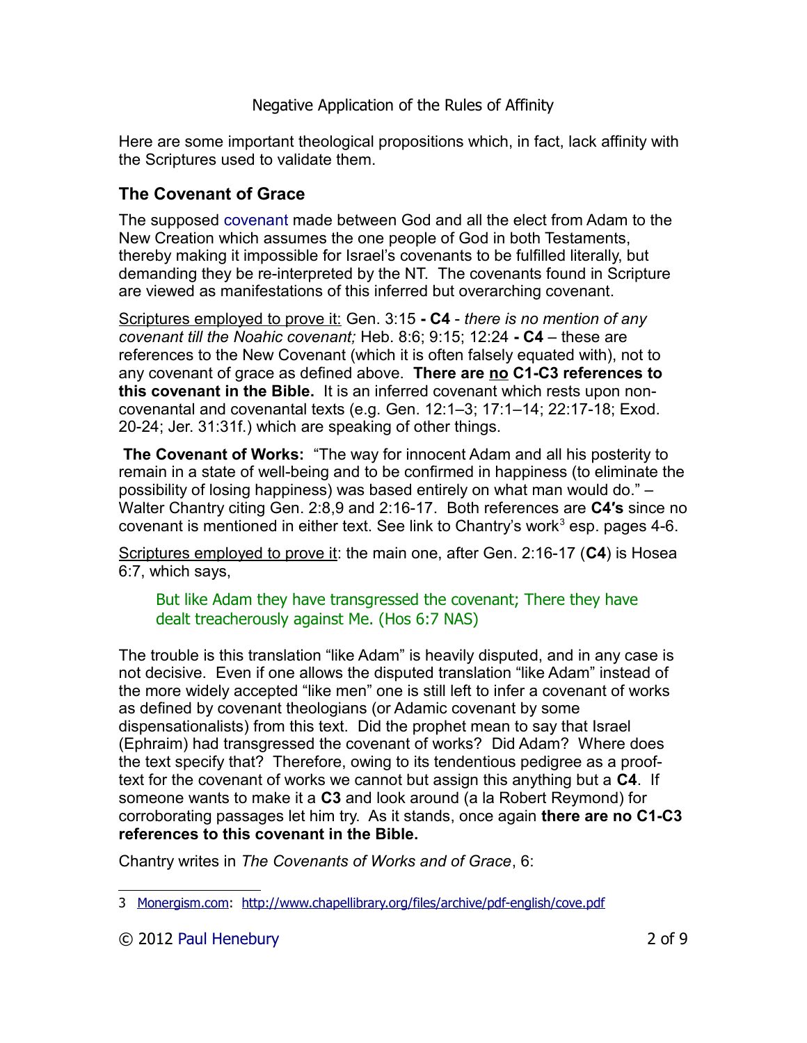Negative Application of the Rules of Affinity

Here are some important theological propositions which, in fact, lack affinity with the Scriptures used to validate them.

## The Covenant of Grace

The supposed covenant made between God and all the elect from Adam to the New Creation which assumes the one people of God in both Testaments, thereby making it impossible for Israel's covenants to be fulfilled literally, but demanding they be re-interpreted by the NT. The covenants found in Scripture are viewed as manifestations of this inferred but overarching covenant.

Scriptures employed to prove it: Gen. 3:15 **- C4** - *there is no mention of any covenant till the Noahic covenant;* Heb. 8:6; 9:15; 12:24 **- C4** – these are references to the New Covenant (which it is often falsely equated with), not to any covenant of grace as defined above. **There are no C1-C3 references to this covenant in the Bible.** It is an inferred covenant which rests upon non-covenantal and covenantal texts (e.g. Gen. 12:1–3; 17:1–14; 22:17-18; Exod. 20-24; Jer. 31:31f.) which are speaking of other things.

**The Covenant of Works:** "The way for innocent Adam and all his posterity to remain in a state of well-being and to be confirmed in happiness (to eliminate the possibility of losing happiness) was based entirely on what man would do." – Walter Chantry citing Gen. 2:8,9 and 2:16-17. Both references are **C4's** since no covenant is mentioned in either text. See link to Chantry's work[3] esp. pages 4-6.

Scriptures employed to prove it: the main one, after Gen. 2:16-17 (**C4**) is Hosea 6:7, which says,

> But like Adam they have transgressed the covenant; There they have dealt treacherously against Me. (Hos 6:7 NAS)

The trouble is this translation "like Adam" is heavily disputed, and in any case is not decisive. Even if one allows the disputed translation "like Adam" instead of the more widely accepted "like men" one is still left to infer a covenant of works as defined by covenant theologians (or Adamic covenant by some dispensationalists) from this text. Did the prophet mean to say that Israel (Ephraim) had transgressed the covenant of works? Did Adam? Where does the text specify that? Therefore, owing to its tendentious pedigree as a proof-text for the covenant of works we cannot but assign this anything but a **C4**. If someone wants to make it a **C3** and look around (a la Robert Reymond) for corroborating passages let him try. As it stands, once again **there are no C1-C3 references to this covenant in the Bible.**

Chantry writes in *The Covenants of Works and of Grace*, 6:

---

3 Monergism.com: http://www.chapellibrary.org/files/archive/pdf-english/cove.pdf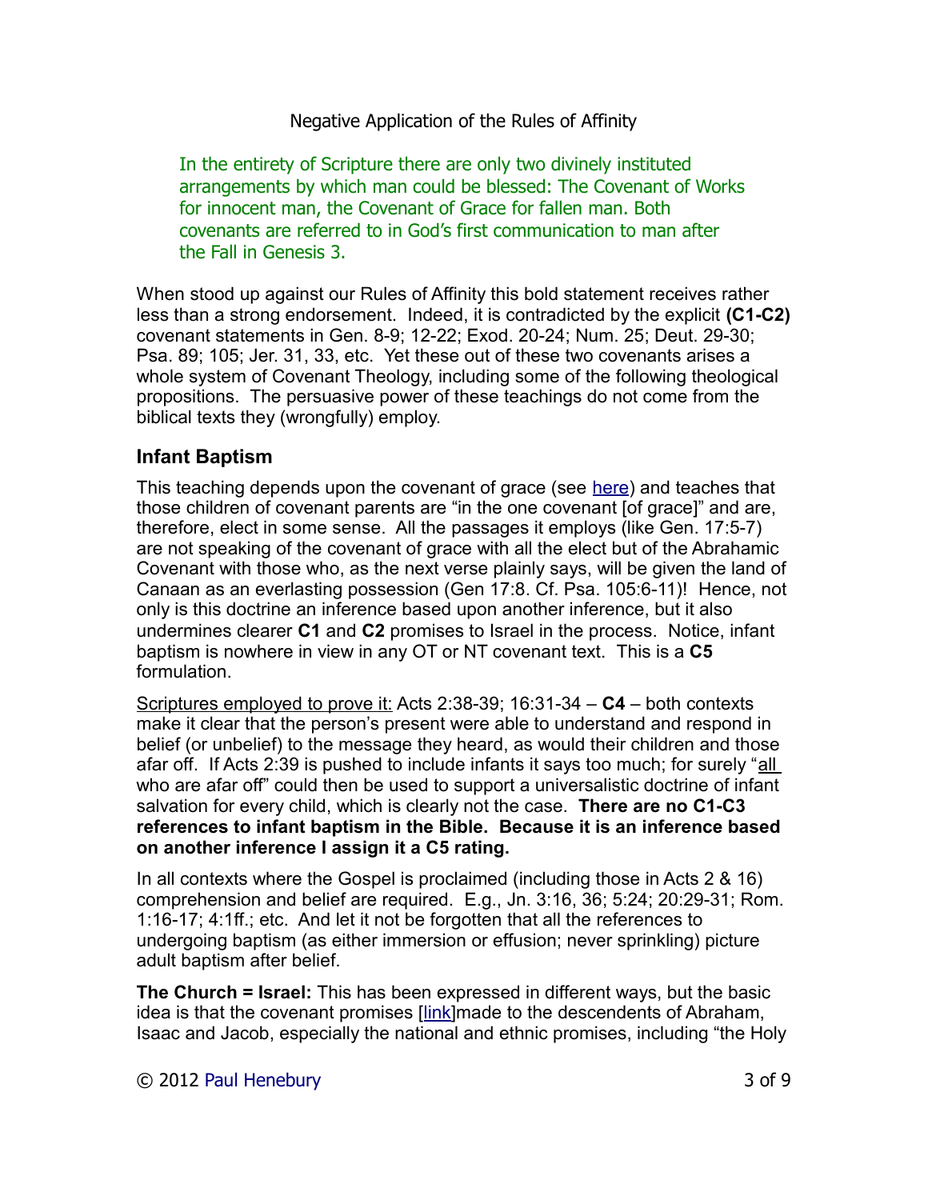Negative Application of the Rules of Affinity

> In the entirety of Scripture there are only two divinely instituted arrangements by which man could be blessed: The Covenant of Works for innocent man, the Covenant of Grace for fallen man. Both covenants are referred to in God's first communication to man after the Fall in Genesis 3.

When stood up against our Rules of Affinity this bold statement receives rather less than a strong endorsement. Indeed, it is contradicted by the explicit **(C1-C2)** covenant statements in Gen. 8-9; 12-22; Exod. 20-24; Num. 25; Deut. 29-30; Psa. 89; 105; Jer. 31, 33, etc. Yet these out of these two covenants arises a whole system of Covenant Theology, including some of the following theological propositions. The persuasive power of these teachings do not come from the biblical texts they (wrongfully) employ.

## Infant Baptism

This teaching depends upon the covenant of grace (see here) and teaches that those children of covenant parents are "in the one covenant [of grace]" and are, therefore, elect in some sense. All the passages it employs (like Gen. 17:5-7) are not speaking of the covenant of grace with all the elect but of the Abrahamic Covenant with those who, as the next verse plainly says, will be given the land of Canaan as an everlasting possession (Gen 17:8. Cf. Psa. 105:6-11)! Hence, not only is this doctrine an inference based upon another inference, but it also undermines clearer **C1** and **C2** promises to Israel in the process. Notice, infant baptism is nowhere in view in any OT or NT covenant text. This is a **C5** formulation.

Scriptures employed to prove it: Acts 2:38-39; 16:31-34 – **C4** – both contexts make it clear that the person's present were able to understand and respond in belief (or unbelief) to the message they heard, as would their children and those afar off. If Acts 2:39 is pushed to include infants it says too much; for surely "all who are afar off" could then be used to support a universalistic doctrine of infant salvation for every child, which is clearly not the case. **There are no C1-C3 references to infant baptism in the Bible. Because it is an inference based on another inference I assign it a C5 rating.**

In all contexts where the Gospel is proclaimed (including those in Acts 2 & 16) comprehension and belief are required. E.g., Jn. 3:16, 36; 5:24; 20:29-31; Rom. 1:16-17; 4:1ff.; etc. And let it not be forgotten that all the references to undergoing baptism (as either immersion or effusion; never sprinkling) picture adult baptism after belief.

**The Church = Israel:** This has been expressed in different ways, but the basic idea is that the covenant promises [link]made to the descendents of Abraham, Isaac and Jacob, especially the national and ethnic promises, including "the Holy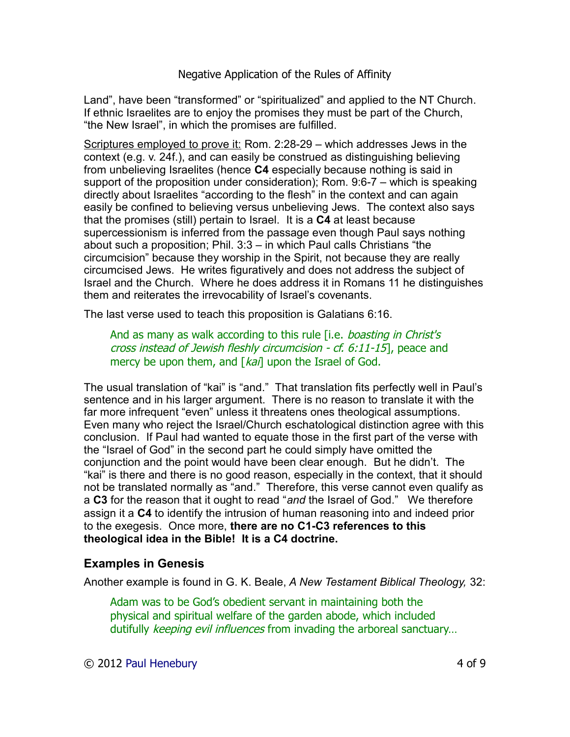Land", have been "transformed" or "spiritualized" and applied to the NT Church. If ethnic Israelites are to enjoy the promises they must be part of the Church, "the New Israel", in which the promises are fulfilled.

Scriptures employed to prove it: Rom. 2:28-29 – which addresses Jews in the context (e.g. v. 24f.), and can easily be construed as distinguishing believing from unbelieving Israelites (hence **C4** especially because nothing is said in support of the proposition under consideration); Rom. 9:6-7 – which is speaking directly about Israelites "according to the flesh" in the context and can again easily be confined to believing versus unbelieving Jews. The context also says that the promises (still) pertain to Israel. It is a **C4** at least because supercessionism is inferred from the passage even though Paul says nothing about such a proposition; Phil. 3:3 – in which Paul calls Christians "the circumcision" because they worship in the Spirit, not because they are really circumcised Jews. He writes figuratively and does not address the subject of Israel and the Church. Where he does address it in Romans 11 he distinguishes them and reiterates the irrevocability of Israel's covenants.

The last verse used to teach this proposition is Galatians 6:16.

> And as many as walk according to this rule [i.e. *boasting in Christ's cross instead of Jewish fleshly circumcision - cf. 6:11-15*], peace and mercy be upon them, and [*kai*] upon the Israel of God.

The usual translation of "kai" is "and." That translation fits perfectly well in Paul's sentence and in his larger argument. There is no reason to translate it with the far more infrequent "even" unless it threatens ones theological assumptions. Even many who reject the Israel/Church eschatological distinction agree with this conclusion. If Paul had wanted to equate those in the first part of the verse with the "Israel of God" in the second part he could simply have omitted the conjunction and the point would have been clear enough. But he didn't. The "kai" is there and there is no good reason, especially in the context, that it should not be translated normally as "and." Therefore, this verse cannot even qualify as a **C3** for the reason that it ought to read "*and* the Israel of God." We therefore assign it a **C4** to identify the intrusion of human reasoning into and indeed prior to the exegesis. Once more, **there are no C1-C3 references to this theological idea in the Bible! It is a C4 doctrine.**

### Examples in Genesis

Another example is found in G. K. Beale, *A New Testament Biblical Theology,* 32:

> Adam was to be God's obedient servant in maintaining both the physical and spiritual welfare of the garden abode, which included dutifully *keeping evil influences* from invading the arboreal sanctuary…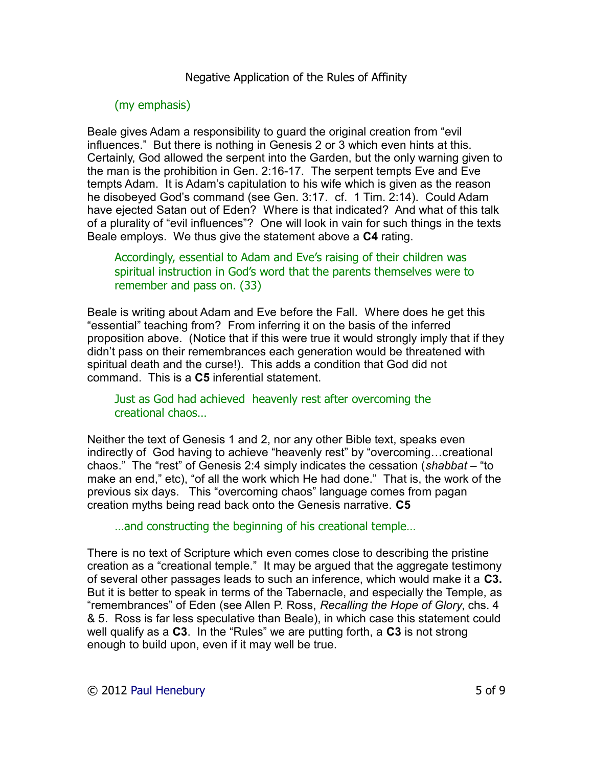(my emphasis)

Beale gives Adam a responsibility to guard the original creation from "evil influences." But there is nothing in Genesis 2 or 3 which even hints at this. Certainly, God allowed the serpent into the Garden, but the only warning given to the man is the prohibition in Gen. 2:16-17. The serpent tempts Eve and Eve tempts Adam. It is Adam's capitulation to his wife which is given as the reason he disobeyed God's command (see Gen. 3:17. cf. 1 Tim. 2:14). Could Adam have ejected Satan out of Eden? Where is that indicated? And what of this talk of a plurality of "evil influences"? One will look in vain for such things in the texts Beale employs. We thus give the statement above a **C4** rating.

> Accordingly, essential to Adam and Eve's raising of their children was spiritual instruction in God's word that the parents themselves were to remember and pass on. (33)

Beale is writing about Adam and Eve before the Fall. Where does he get this "essential" teaching from? From inferring it on the basis of the inferred proposition above. (Notice that if this were true it would strongly imply that if they didn't pass on their remembrances each generation would be threatened with spiritual death and the curse!). This adds a condition that God did not command. This is a **C5** inferential statement.

> Just as God had achieved heavenly rest after overcoming the creational chaos…

Neither the text of Genesis 1 and 2, nor any other Bible text, speaks even indirectly of God having to achieve "heavenly rest" by "overcoming…creational chaos." The "rest" of Genesis 2:4 simply indicates the cessation (*shabbat* – "to make an end," etc), "of all the work which He had done." That is, the work of the previous six days. This "overcoming chaos" language comes from pagan creation myths being read back onto the Genesis narrative. **C5**

> …and constructing the beginning of his creational temple…

There is no text of Scripture which even comes close to describing the pristine creation as a "creational temple." It may be argued that the aggregate testimony of several other passages leads to such an inference, which would make it a **C3.** But it is better to speak in terms of the Tabernacle, and especially the Temple, as "remembrances" of Eden (see Allen P. Ross, *Recalling the Hope of Glory*, chs. 4 & 5. Ross is far less speculative than Beale), in which case this statement could well qualify as a **C3**. In the "Rules" we are putting forth, a **C3** is not strong enough to build upon, even if it may well be true.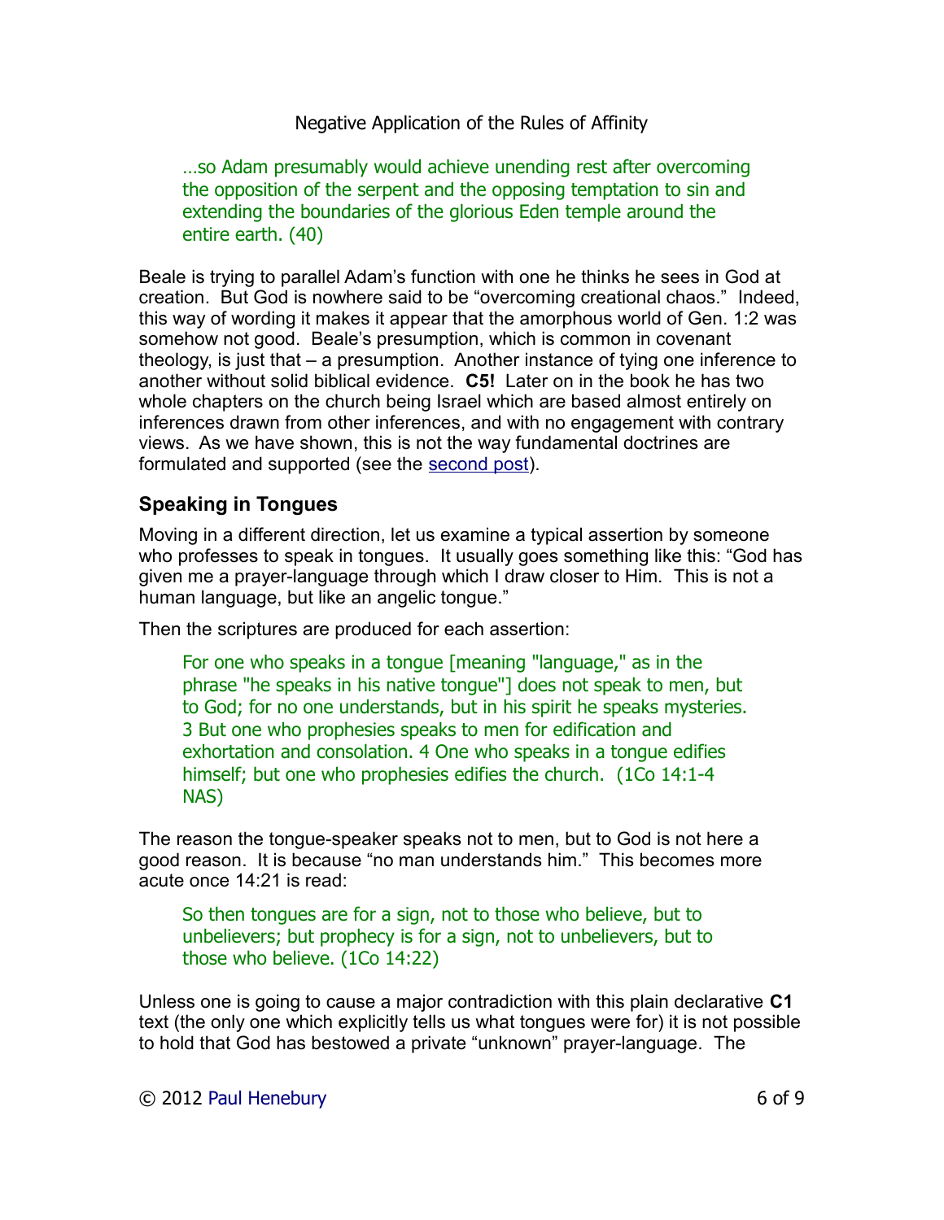> …so Adam presumably would achieve unending rest after overcoming the opposition of the serpent and the opposing temptation to sin and extending the boundaries of the glorious Eden temple around the entire earth. (40)

Beale is trying to parallel Adam's function with one he thinks he sees in God at creation. But God is nowhere said to be "overcoming creational chaos." Indeed, this way of wording it makes it appear that the amorphous world of Gen. 1:2 was somehow not good. Beale's presumption, which is common in covenant theology, is just that – a presumption. Another instance of tying one inference to another without solid biblical evidence. **C5!** Later on in the book he has two whole chapters on the church being Israel which are based almost entirely on inferences drawn from other inferences, and with no engagement with contrary views. As we have shown, this is not the way fundamental doctrines are formulated and supported (see the second post).

### Speaking in Tongues

Moving in a different direction, let us examine a typical assertion by someone who professes to speak in tongues. It usually goes something like this: "God has given me a prayer-language through which I draw closer to Him. This is not a human language, but like an angelic tongue."

Then the scriptures are produced for each assertion:

> For one who speaks in a tongue [meaning "language," as in the phrase "he speaks in his native tongue"] does not speak to men, but to God; for no one understands, but in his spirit he speaks mysteries. 3 But one who prophesies speaks to men for edification and exhortation and consolation. 4 One who speaks in a tongue edifies himself; but one who prophesies edifies the church. (1Co 14:1-4 NAS)

The reason the tongue-speaker speaks not to men, but to God is not here a good reason. It is because "no man understands him." This becomes more acute once 14:21 is read:

> So then tongues are for a sign, not to those who believe, but to unbelievers; but prophecy is for a sign, not to unbelievers, but to those who believe. (1Co 14:22)

Unless one is going to cause a major contradiction with this plain declarative **C1** text (the only one which explicitly tells us what tongues were for) it is not possible to hold that God has bestowed a private "unknown" prayer-language. The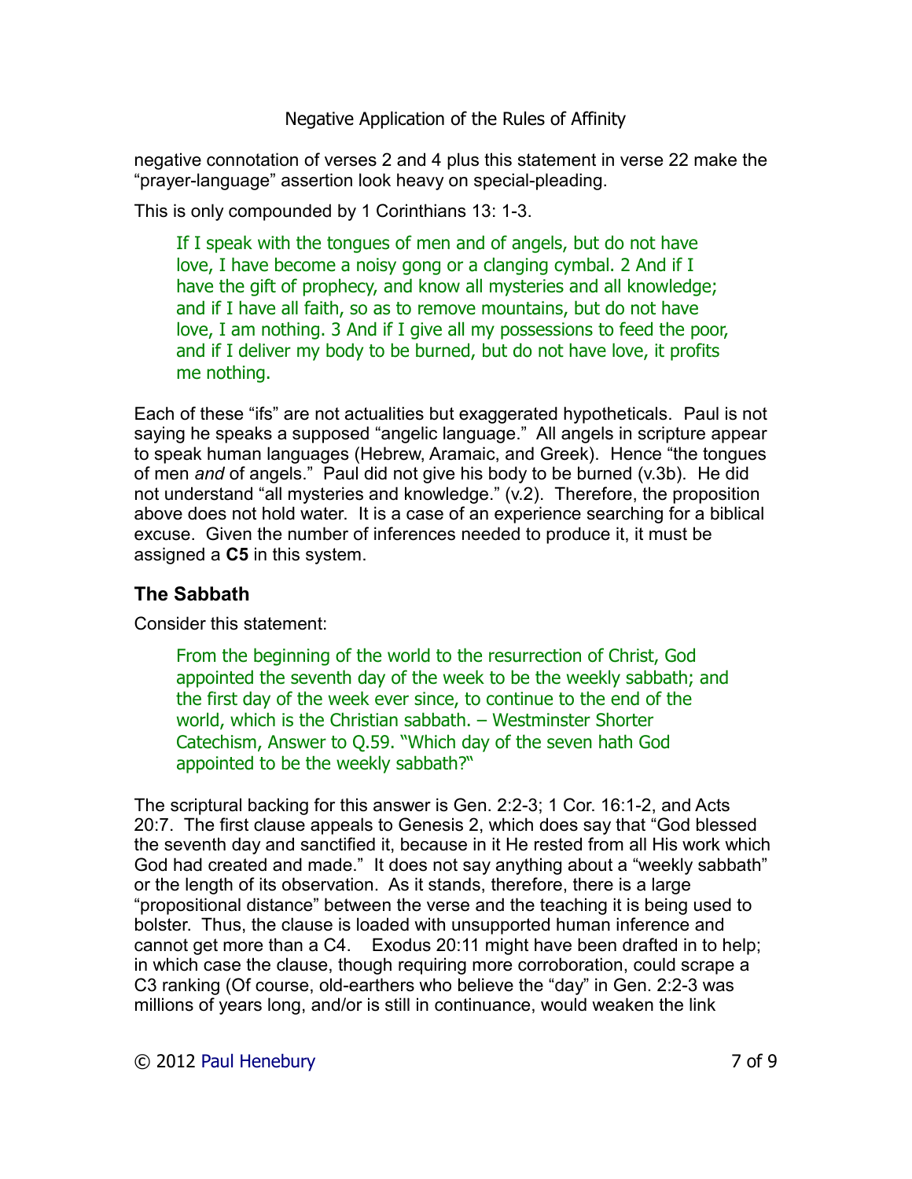negative connotation of verses 2 and 4 plus this statement in verse 22 make the "prayer-language" assertion look heavy on special-pleading.

This is only compounded by 1 Corinthians 13: 1-3.

> If I speak with the tongues of men and of angels, but do not have love, I have become a noisy gong or a clanging cymbal. 2 And if I have the gift of prophecy, and know all mysteries and all knowledge; and if I have all faith, so as to remove mountains, but do not have love, I am nothing. 3 And if I give all my possessions to feed the poor, and if I deliver my body to be burned, but do not have love, it profits me nothing.

Each of these "ifs" are not actualities but exaggerated hypotheticals. Paul is not saying he speaks a supposed "angelic language." All angels in scripture appear to speak human languages (Hebrew, Aramaic, and Greek). Hence "the tongues of men *and* of angels." Paul did not give his body to be burned (v.3b). He did not understand "all mysteries and knowledge." (v.2). Therefore, the proposition above does not hold water. It is a case of an experience searching for a biblical excuse. Given the number of inferences needed to produce it, it must be assigned a **C5** in this system.

### The Sabbath

Consider this statement:

> From the beginning of the world to the resurrection of Christ, God appointed the seventh day of the week to be the weekly sabbath; and the first day of the week ever since, to continue to the end of the world, which is the Christian sabbath. – Westminster Shorter Catechism, Answer to Q.59. "Which day of the seven hath God appointed to be the weekly sabbath?"

The scriptural backing for this answer is Gen. 2:2-3; 1 Cor. 16:1-2, and Acts 20:7. The first clause appeals to Genesis 2, which does say that "God blessed the seventh day and sanctified it, because in it He rested from all His work which God had created and made." It does not say anything about a "weekly sabbath" or the length of its observation. As it stands, therefore, there is a large "propositional distance" between the verse and the teaching it is being used to bolster. Thus, the clause is loaded with unsupported human inference and cannot get more than a C4. Exodus 20:11 might have been drafted in to help; in which case the clause, though requiring more corroboration, could scrape a C3 ranking (Of course, old-earthers who believe the "day" in Gen. 2:2-3 was millions of years long, and/or is still in continuance, would weaken the link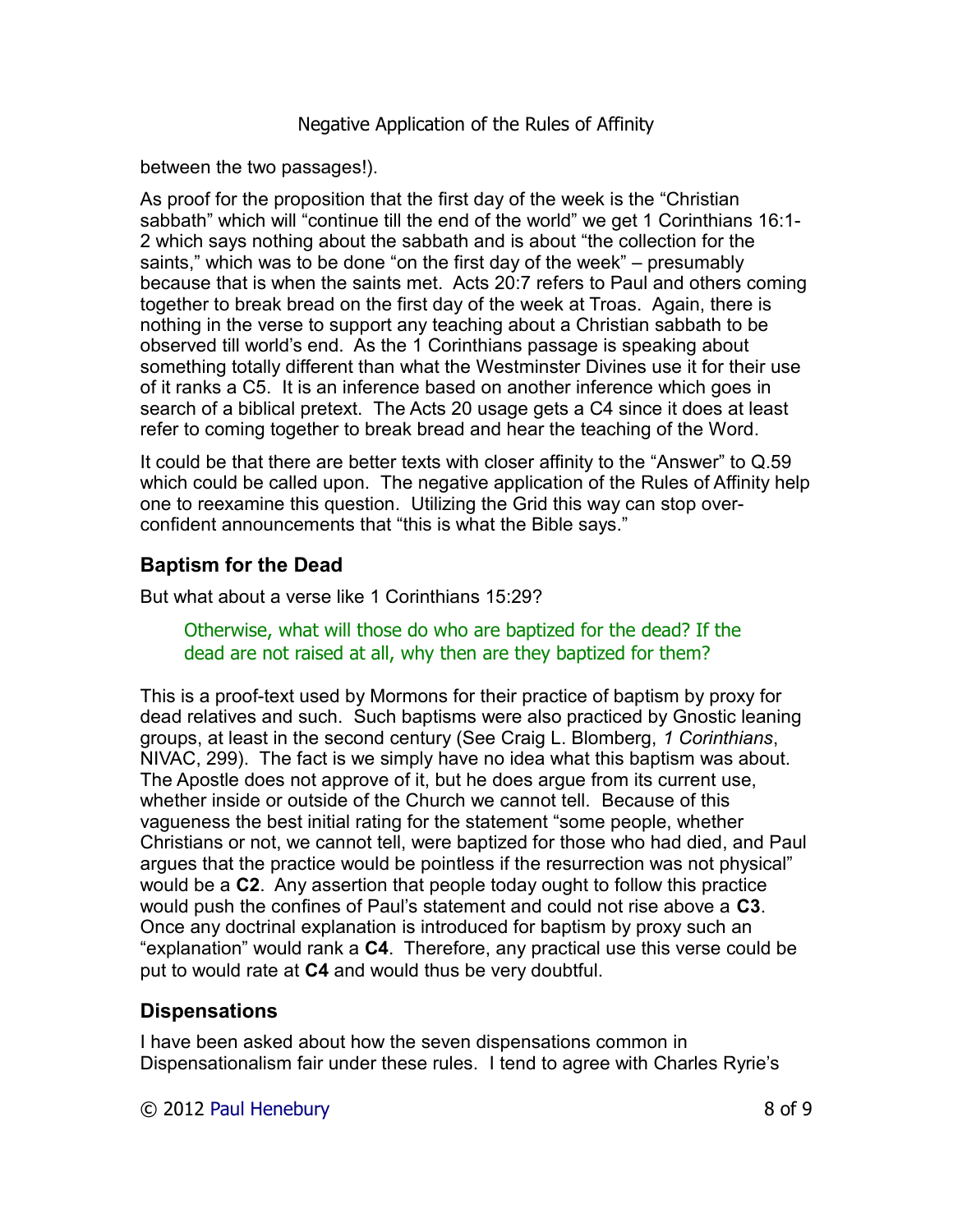between the two passages!).

As proof for the proposition that the first day of the week is the "Christian sabbath" which will "continue till the end of the world" we get 1 Corinthians 16:1-2 which says nothing about the sabbath and is about "the collection for the saints," which was to be done "on the first day of the week" – presumably because that is when the saints met. Acts 20:7 refers to Paul and others coming together to break bread on the first day of the week at Troas. Again, there is nothing in the verse to support any teaching about a Christian sabbath to be observed till world's end. As the 1 Corinthians passage is speaking about something totally different than what the Westminster Divines use it for their use of it ranks a C5. It is an inference based on another inference which goes in search of a biblical pretext. The Acts 20 usage gets a C4 since it does at least refer to coming together to break bread and hear the teaching of the Word.

It could be that there are better texts with closer affinity to the "Answer" to Q.59 which could be called upon. The negative application of the Rules of Affinity help one to reexamine this question. Utilizing the Grid this way can stop over-confident announcements that "this is what the Bible says."

## Baptism for the Dead

But what about a verse like 1 Corinthians 15:29?

> Otherwise, what will those do who are baptized for the dead? If the dead are not raised at all, why then are they baptized for them?

This is a proof-text used by Mormons for their practice of baptism by proxy for dead relatives and such. Such baptisms were also practiced by Gnostic leaning groups, at least in the second century (See Craig L. Blomberg, *1 Corinthians*, NIVAC, 299). The fact is we simply have no idea what this baptism was about. The Apostle does not approve of it, but he does argue from its current use, whether inside or outside of the Church we cannot tell. Because of this vagueness the best initial rating for the statement "some people, whether Christians or not, we cannot tell, were baptized for those who had died, and Paul argues that the practice would be pointless if the resurrection was not physical" would be a **C2**. Any assertion that people today ought to follow this practice would push the confines of Paul's statement and could not rise above a **C3**. Once any doctrinal explanation is introduced for baptism by proxy such an "explanation" would rank a **C4**. Therefore, any practical use this verse could be put to would rate at **C4** and would thus be very doubtful.

## Dispensations

I have been asked about how the seven dispensations common in Dispensationalism fair under these rules. I tend to agree with Charles Ryrie's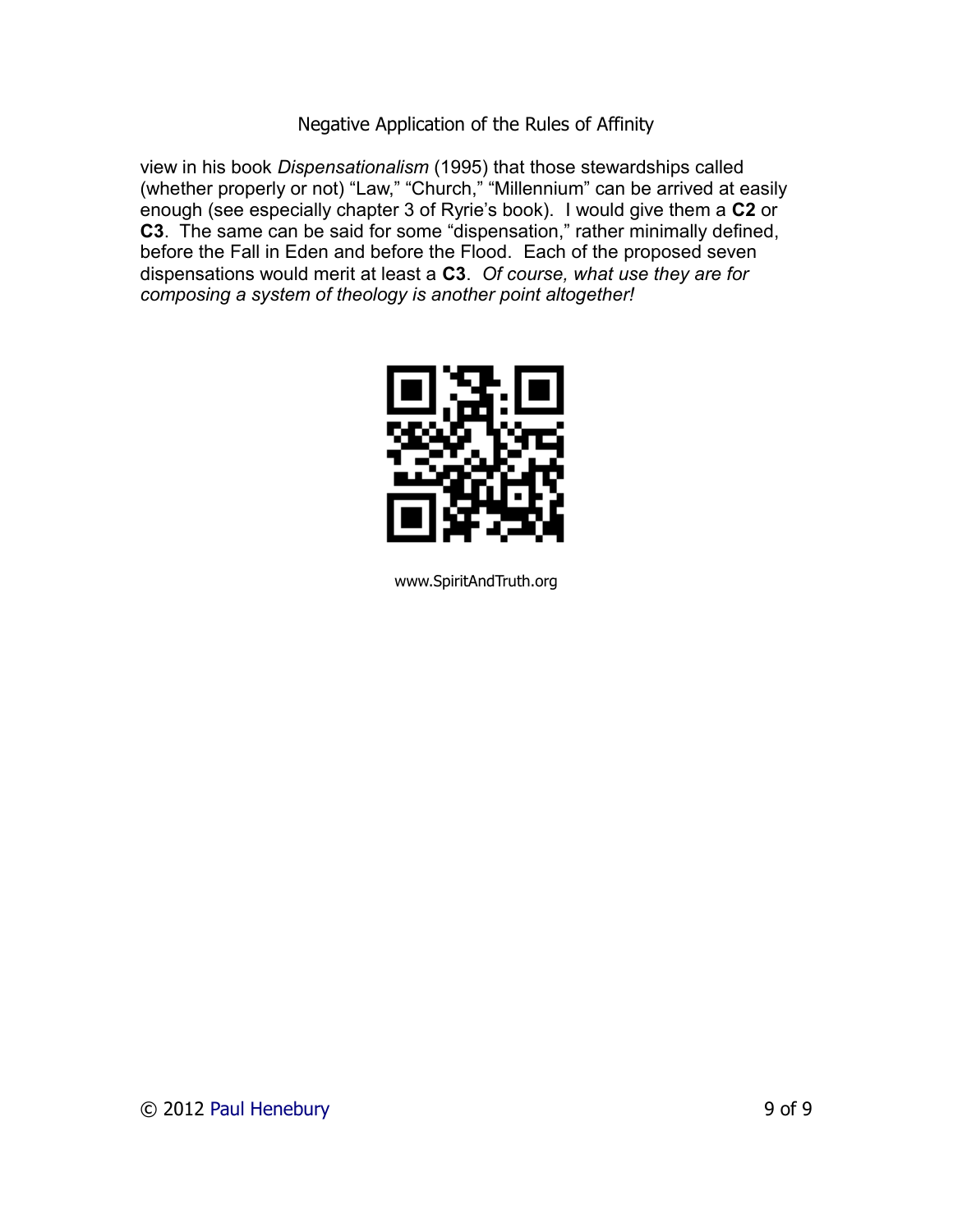view in his book *Dispensationalism* (1995) that those stewardships called (whether properly or not) “Law,” “Church,” “Millennium” can be arrived at easily enough (see especially chapter 3 of Ryrie’s book). I would give them a **C2** or **C3**. The same can be said for some “dispensation,” rather minimally defined, before the Fall in Eden and before the Flood. Each of the proposed seven dispensations would merit at least a **C3**. *Of course, what use they are for composing a system of theology is another point altogether!*

www.SpiritAndTruth.org